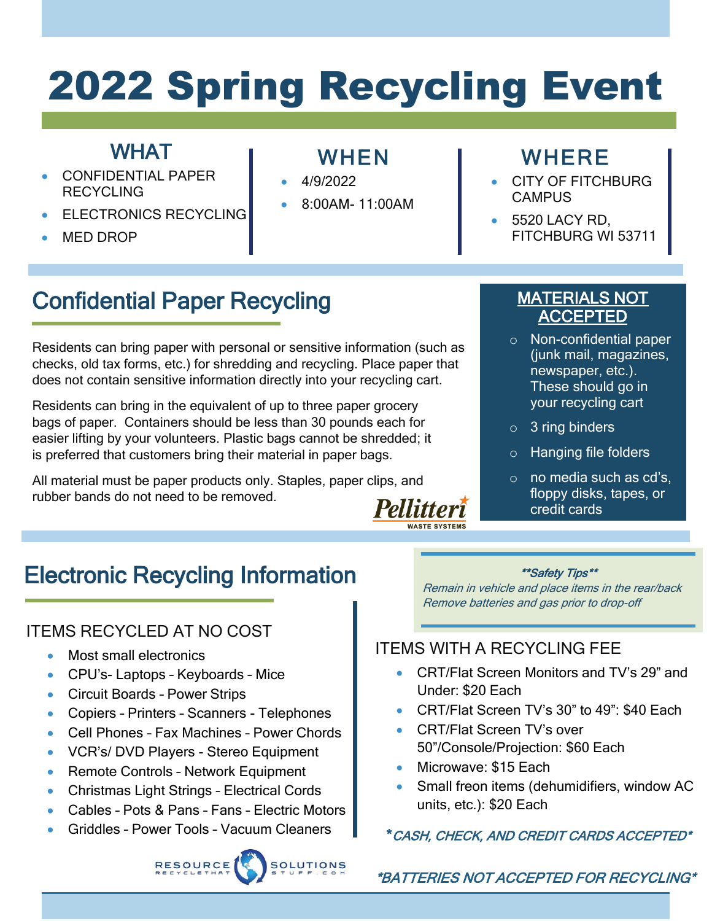# 2022 Spring Recycling Event

## WHAT

- CONFIDENTIAL PAPER RECYCLING
- ELECTRONICS RECYCLING
- MED DROP

## WHEN

- 4/9/2022
- 8:00AM- 11:00AM

## WHERE

- CITY OF FITCHBURG CAMPUS
- 5520 LACY RD, FITCHBURG WI 53711

## Confidential Paper Recycling

Residents can bring paper with personal or sensitive information (such as checks, old tax forms, etc.) for shredding and recycling. Place paper that does not contain sensitive information directly into your recycling cart.

Residents can bring in the equivalent of up to three paper grocery bags of paper. Containers should be less than 30 pounds each for easier lifting by your volunteers. Plastic bags cannot be shredded; it is preferred that customers bring their material in paper bags.

All material must be paper products only. Staples, paper clips, and rubber bands do not need to be removed.

Pellitteri WASTE SYSTEMS

### MATERIALS NOT ACCEPTED

- Non-confidential paper (junk mail, magazines, newspaper, etc.). These should go in your recycling cart
- 3 ring binders
- Hanging file folders
- no media such as cd's, floppy disks, tapes, or credit cards

## Electronic Recycling Information

***Safety Tips***

*Remain in vehicle and place items in the rear/back*
*Remove batteries and gas prior to drop-off*

### ITEMS RECYCLED AT NO COST

- Most small electronics
- CPU's- Laptops – Keyboards – Mice
- Circuit Boards – Power Strips
- Copiers – Printers – Scanners - Telephones
- Cell Phones – Fax Machines – Power Chords
- VCR's/ DVD Players - Stereo Equipment
- Remote Controls – Network Equipment
- Christmas Light Strings – Electrical Cords
- Cables – Pots & Pans – Fans – Electric Motors
- Griddles – Power Tools – Vacuum Cleaners

### ITEMS WITH A RECYCLING FEE

- CRT/Flat Screen Monitors and TV's 29" and Under: $20 Each
- CRT/Flat Screen TV's 30" to 49": $40 Each
- CRT/Flat Screen TV's over 50"/Console/Projection: $60 Each
- Microwave: $15 Each
- Small freon items (dehumidifiers, window AC units, etc.): $20 Each

****CASH, CHECK, AND CREDIT CARDS ACCEPTED****

RESOURCE SOLUTIONS RECYCLETHATSTUFF.COM

****BATTERIES NOT ACCEPTED FOR RECYCLING****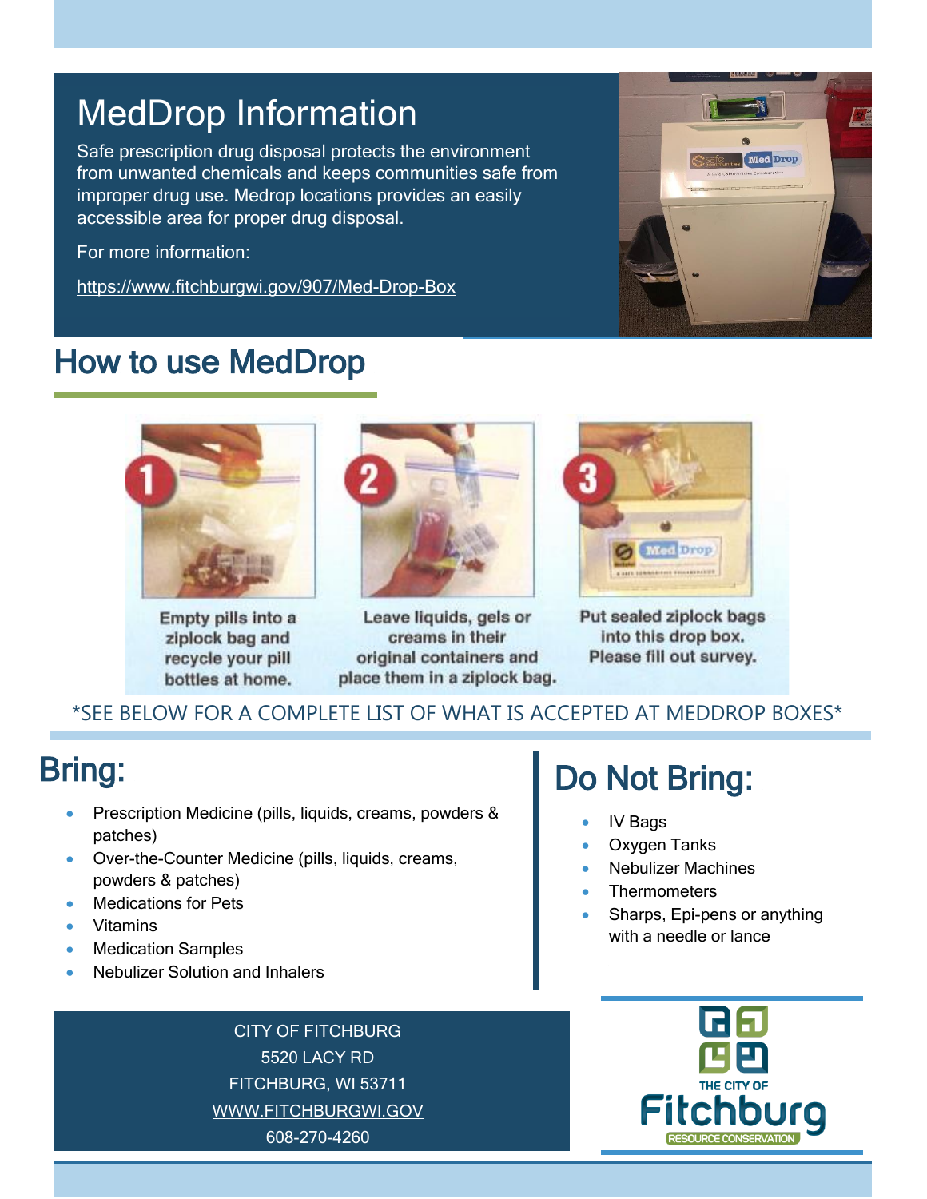# MedDrop Information

Safe prescription drug disposal protects the environment from unwanted chemicals and keeps communities safe from improper drug use. Medrop locations provides an easily accessible area for proper drug disposal.

For more information:

https://www.fitchburgwi.gov/907/Med-Drop-Box

## How to use MedDrop

1. Empty pills into a ziplock bag and recycle your pill bottles at home.
2. Leave liquids, gels or creams in their original containers and place them in a ziplock bag.
3. Put sealed ziplock bags into this drop box. Please fill out survey.

*SEE BELOW FOR A COMPLETE LIST OF WHAT IS ACCEPTED AT MEDDROP BOXES*

## Bring:

- Prescription Medicine (pills, liquids, creams, powders & patches)
- Over-the-Counter Medicine (pills, liquids, creams, powders & patches)
- Medications for Pets
- Vitamins
- Medication Samples
- Nebulizer Solution and Inhalers

## Do Not Bring:

- IV Bags
- Oxygen Tanks
- Nebulizer Machines
- Thermometers
- Sharps, Epi-pens or anything with a needle or lance

CITY OF FITCHBURG
5520 LACY RD
FITCHBURG, WI 53711
WWW.FITCHBURGWI.GOV
608-270-4260

THE CITY OF Fitchburg
RESOURCE CONSERVATION